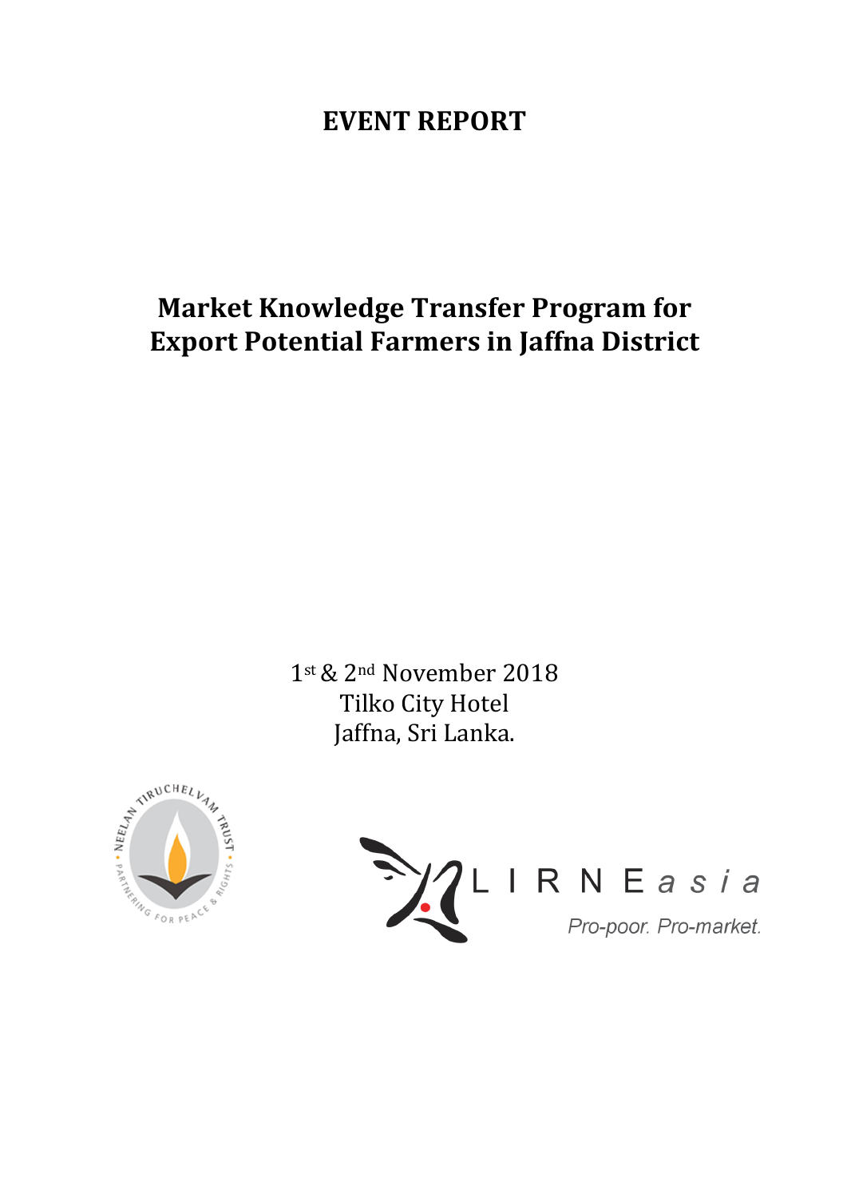# EVENT REPORT

## Market Knowledge Transfer Program for Export Potential Farmers in Jaffna District

1st & 2nd November 2018
Tilko City Hotel
Jaffna, Sri Lanka.

NEELAN TIRUCHELVAM TRUST • PARTNERING FOR PEACE & RIGHTS •

LIRNEasia
Pro-poor. Pro-market.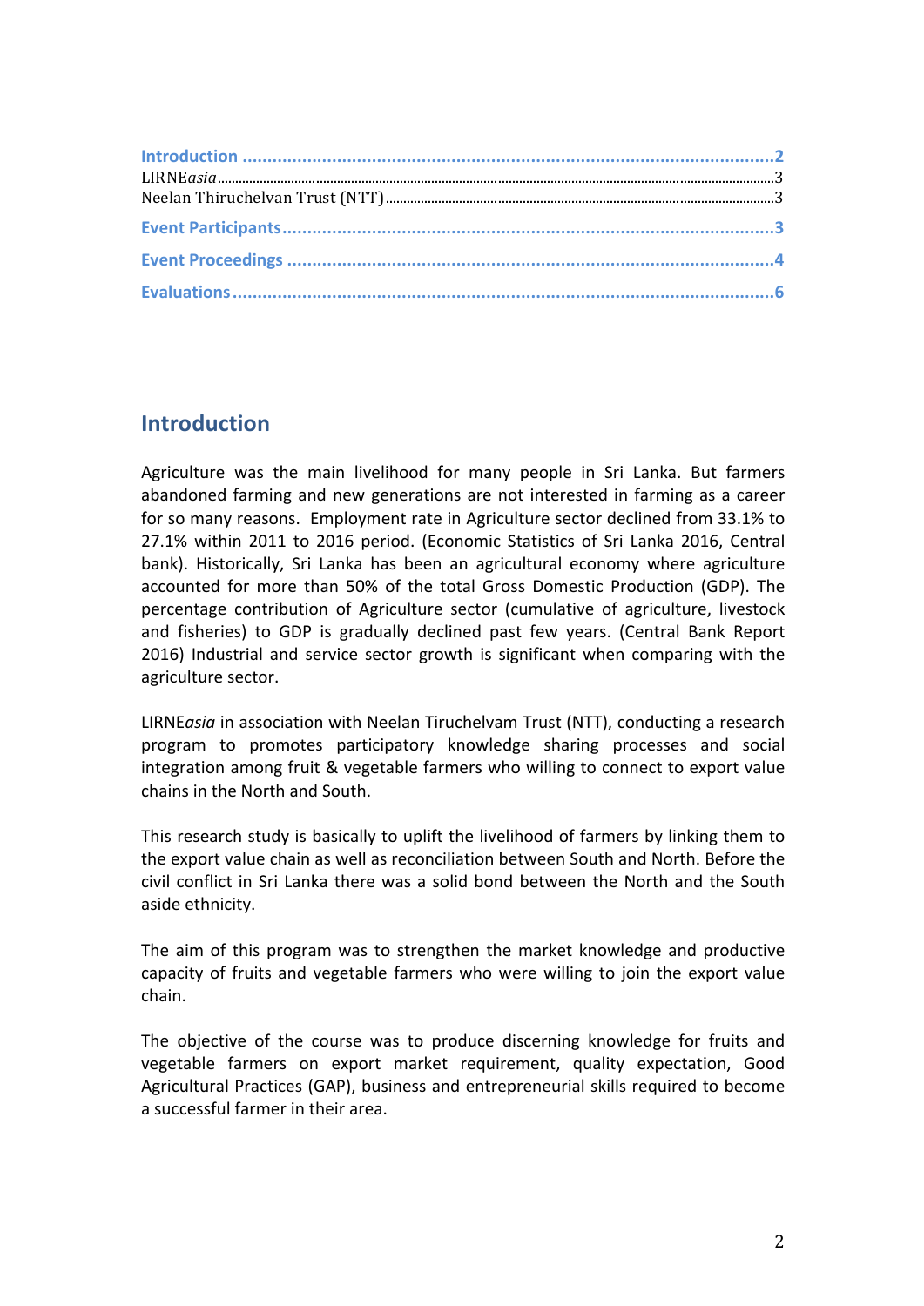Introduction ........................................................................................................2
LIRNE*asia*.......................................................................................................................3
Neelan Thiruchelvan Trust (NTT)..................................................................................3
Event Participants.................................................................................................3
Event Proceedings ................................................................................................4
Evaluations............................................................................................................6

## Introduction

Agriculture was the main livelihood for many people in Sri Lanka. But farmers abandoned farming and new generations are not interested in farming as a career for so many reasons. Employment rate in Agriculture sector declined from 33.1% to 27.1% within 2011 to 2016 period. (Economic Statistics of Sri Lanka 2016, Central bank). Historically, Sri Lanka has been an agricultural economy where agriculture accounted for more than 50% of the total Gross Domestic Production (GDP). The percentage contribution of Agriculture sector (cumulative of agriculture, livestock and fisheries) to GDP is gradually declined past few years. (Central Bank Report 2016) Industrial and service sector growth is significant when comparing with the agriculture sector.

LIRNE*asia* in association with Neelan Tiruchelvam Trust (NTT), conducting a research program to promotes participatory knowledge sharing processes and social integration among fruit & vegetable farmers who willing to connect to export value chains in the North and South.

This research study is basically to uplift the livelihood of farmers by linking them to the export value chain as well as reconciliation between South and North. Before the civil conflict in Sri Lanka there was a solid bond between the North and the South aside ethnicity.

The aim of this program was to strengthen the market knowledge and productive capacity of fruits and vegetable farmers who were willing to join the export value chain.

The objective of the course was to produce discerning knowledge for fruits and vegetable farmers on export market requirement, quality expectation, Good Agricultural Practices (GAP), business and entrepreneurial skills required to become a successful farmer in their area.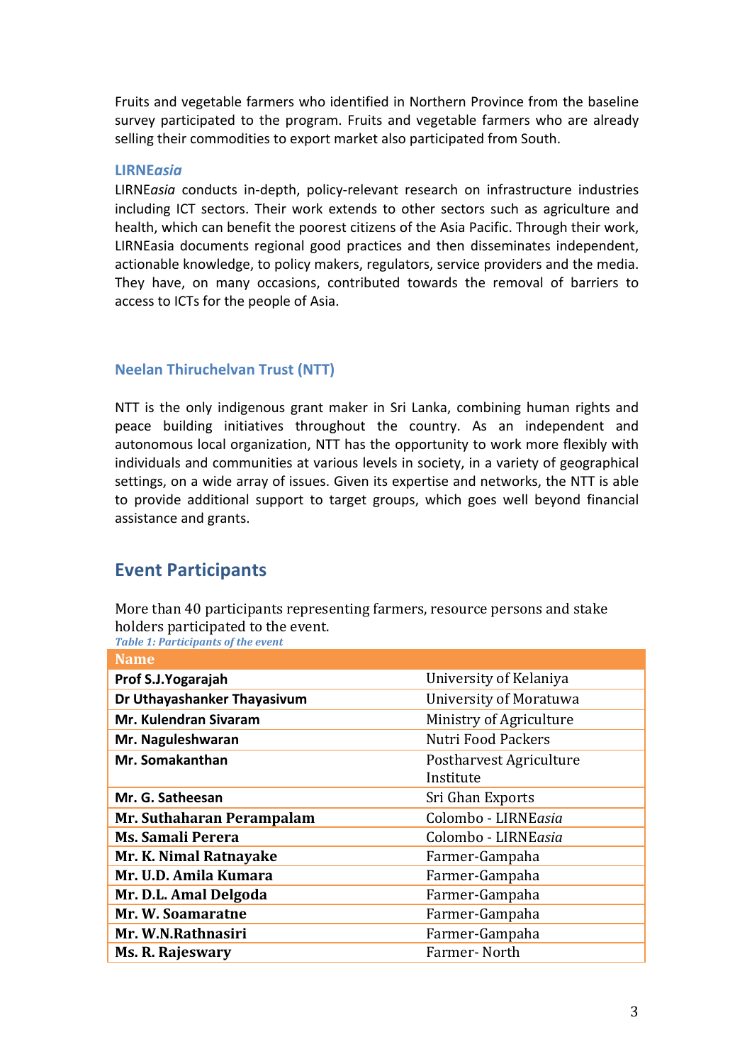Fruits and vegetable farmers who identified in Northern Province from the baseline survey participated to the program. Fruits and vegetable farmers who are already selling their commodities to export market also participated from South.

### LIRNE*asia*

LIRNE*asia* conducts in-depth, policy-relevant research on infrastructure industries including ICT sectors. Their work extends to other sectors such as agriculture and health, which can benefit the poorest citizens of the Asia Pacific. Through their work, LIRNEasia documents regional good practices and then disseminates independent, actionable knowledge, to policy makers, regulators, service providers and the media. They have, on many occasions, contributed towards the removal of barriers to access to ICTs for the people of Asia.

### Neelan Thiruchelvan Trust (NTT)

NTT is the only indigenous grant maker in Sri Lanka, combining human rights and peace building initiatives throughout the country. As an independent and autonomous local organization, NTT has the opportunity to work more flexibly with individuals and communities at various levels in society, in a variety of geographical settings, on a wide array of issues. Given its expertise and networks, the NTT is able to provide additional support to target groups, which goes well beyond financial assistance and grants.

## Event Participants

More than 40 participants representing farmers, resource persons and stake holders participated to the event.

*Table 1: Participants of the event*

| Name | |
|---|---|
| **Prof S.J.Yogarajah** | University of Kelaniya |
| **Dr Uthayashanker Thayasivum** | University of Moratuwa |
| **Mr. Kulendran Sivaram** | Ministry of Agriculture |
| **Mr. Naguleshwaran** | Nutri Food Packers |
| **Mr. Somakanthan** | Postharvest Agriculture Institute |
| **Mr. G. Satheesan** | Sri Ghan Exports |
| **Mr. Suthaharan Perampalam** | Colombo - LIRNE*asia* |
| **Ms. Samali Perera** | Colombo - LIRNE*asia* |
| **Mr. K. Nimal Ratnayake** | Farmer-Gampaha |
| **Mr. U.D. Amila Kumara** | Farmer-Gampaha |
| **Mr. D.L. Amal Delgoda** | Farmer-Gampaha |
| **Mr. W. Soamaratne** | Farmer-Gampaha |
| **Mr. W.N.Rathnasiri** | Farmer-Gampaha |
| **Ms. R. Rajeswary** | Farmer- North |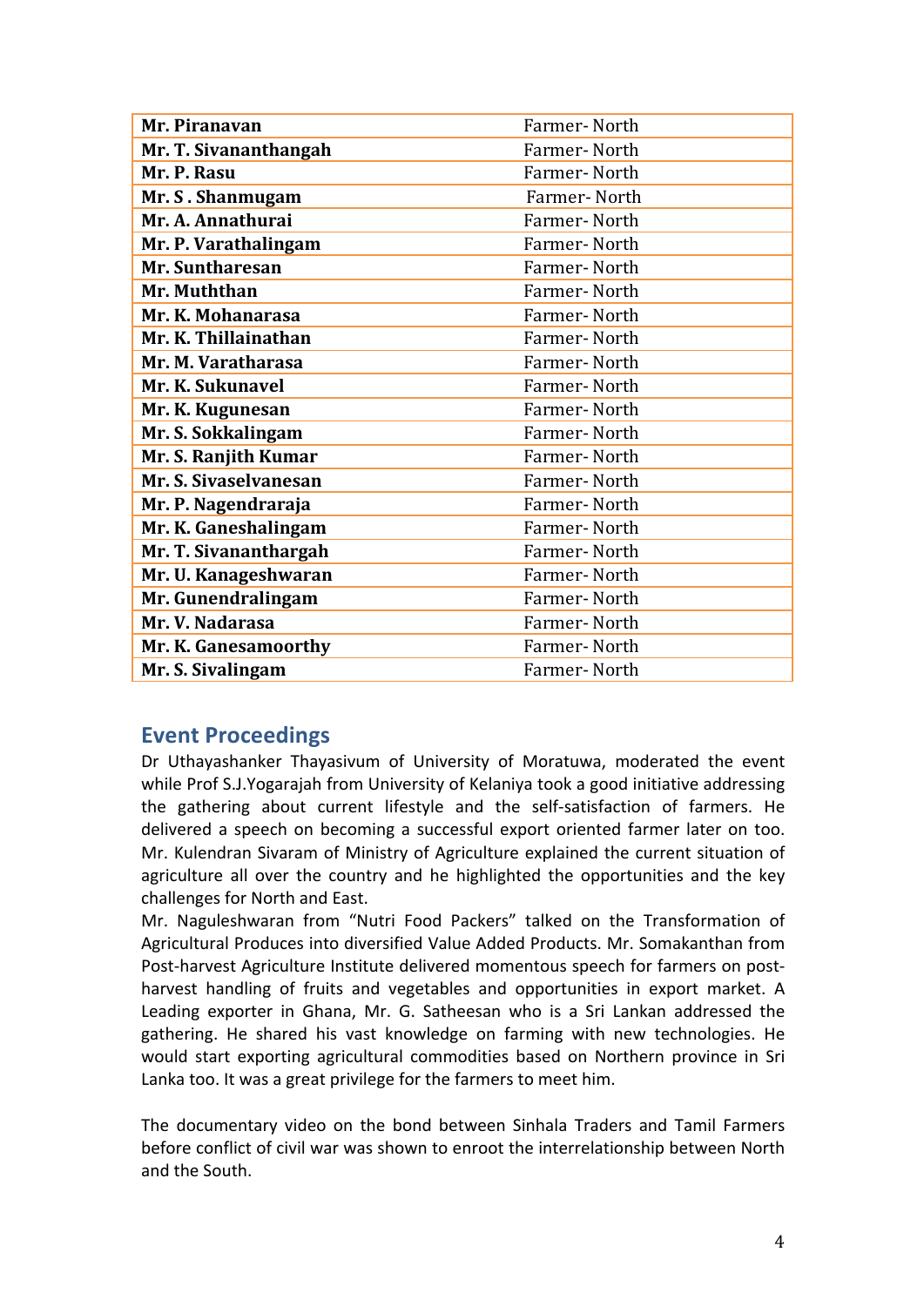| **Mr. Piranavan** | Farmer- North |
|---|---|
| **Mr. T. Sivananthangah** | Farmer- North |
| **Mr. P. Rasu** | Farmer- North |
| **Mr. S . Shanmugam** | Farmer- North |
| **Mr. A. Annathurai** | Farmer- North |
| **Mr. P. Varathalingam** | Farmer- North |
| **Mr. Suntharesan** | Farmer- North |
| **Mr. Muththan** | Farmer- North |
| **Mr. K. Mohanarasa** | Farmer- North |
| **Mr. K. Thillainathan** | Farmer- North |
| **Mr. M. Varatharasa** | Farmer- North |
| **Mr. K. Sukunavel** | Farmer- North |
| **Mr. K. Kugunesan** | Farmer- North |
| **Mr. S. Sokkalingam** | Farmer- North |
| **Mr. S. Ranjith Kumar** | Farmer- North |
| **Mr. S. Sivaselvanesan** | Farmer- North |
| **Mr. P. Nagendraraja** | Farmer- North |
| **Mr. K. Ganeshalingam** | Farmer- North |
| **Mr. T. Sivananthargah** | Farmer- North |
| **Mr. U. Kanageshwaran** | Farmer- North |
| **Mr. Gunendralingam** | Farmer- North |
| **Mr. V. Nadarasa** | Farmer- North |
| **Mr. K. Ganesamoorthy** | Farmer- North |
| **Mr. S. Sivalingam** | Farmer- North |

## Event Proceedings

Dr Uthayashanker Thayasivum of University of Moratuwa, moderated the event while Prof S.J.Yogarajah from University of Kelaniya took a good initiative addressing the gathering about current lifestyle and the self-satisfaction of farmers. He delivered a speech on becoming a successful export oriented farmer later on too. Mr. Kulendran Sivaram of Ministry of Agriculture explained the current situation of agriculture all over the country and he highlighted the opportunities and the key challenges for North and East.

Mr. Naguleshwaran from "Nutri Food Packers" talked on the Transformation of Agricultural Produces into diversified Value Added Products. Mr. Somakanthan from Post-harvest Agriculture Institute delivered momentous speech for farmers on post-harvest handling of fruits and vegetables and opportunities in export market. A Leading exporter in Ghana, Mr. G. Satheesan who is a Sri Lankan addressed the gathering. He shared his vast knowledge on farming with new technologies. He would start exporting agricultural commodities based on Northern province in Sri Lanka too. It was a great privilege for the farmers to meet him.

The documentary video on the bond between Sinhala Traders and Tamil Farmers before conflict of civil war was shown to enroot the interrelationship between North and the South.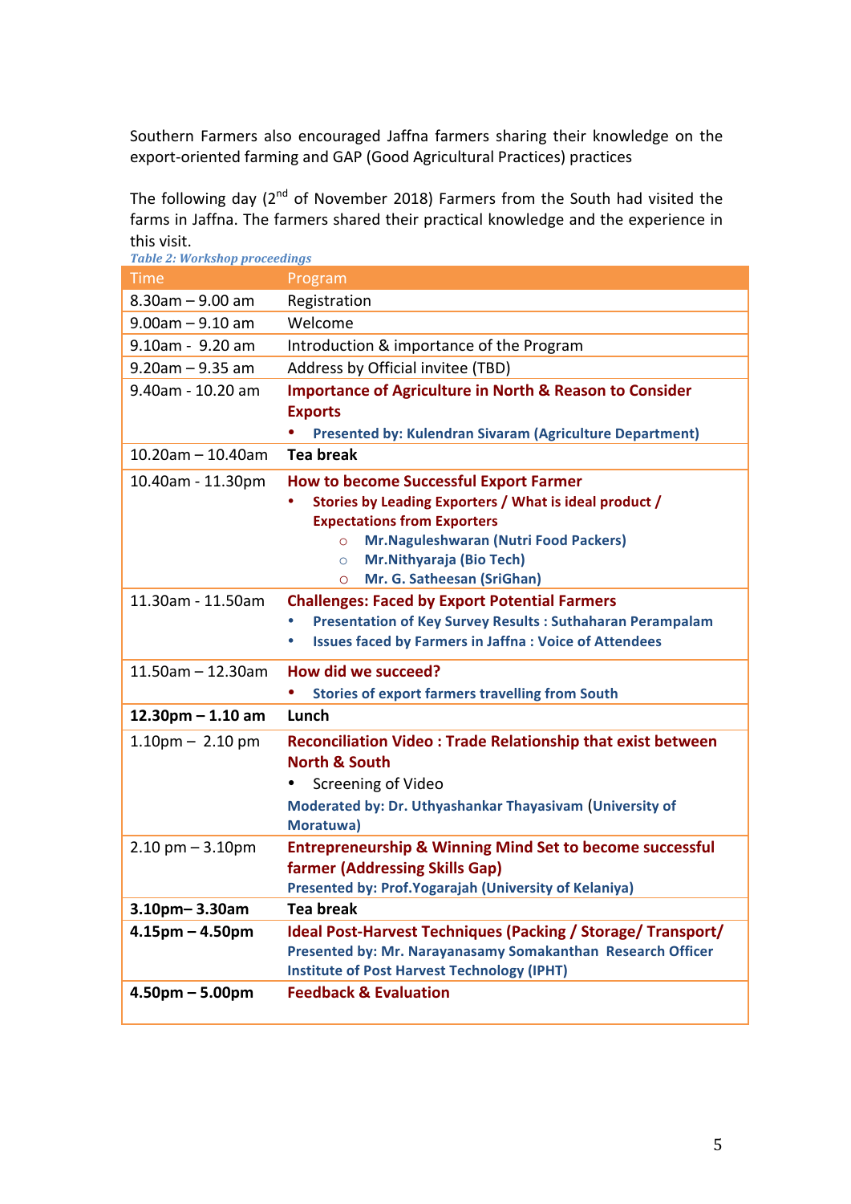Southern Farmers also encouraged Jaffna farmers sharing their knowledge on the export-oriented farming and GAP (Good Agricultural Practices) practices

The following day (2nd of November 2018) Farmers from the South had visited the farms in Jaffna. The farmers shared their practical knowledge and the experience in this visit.

*Table 2: Workshop proceedings*

| Time | Program |
|---|---|
| 8.30am – 9.00 am | Registration |
| 9.00am – 9.10 am | Welcome |
| 9.10am - 9.20 am | Introduction & importance of the Program |
| 9.20am – 9.35 am | Address by Official invitee (TBD) |
| 9.40am - 10.20 am | **Importance of Agriculture in North & Reason to Consider Exports**<br>• **Presented by: Kulendran Sivaram (Agriculture Department)** |
| 10.20am – 10.40am | **Tea break** |
| 10.40am - 11.30pm | **How to become Successful Export Farmer**<br>• **Stories by Leading Exporters / What is ideal product / Expectations from Exporters**<br>○ **Mr.Naguleshwaran (Nutri Food Packers)**<br>○ **Mr.Nithyaraja (Bio Tech)**<br>○ **Mr. G. Satheesan (SriGhan)** |
| 11.30am - 11.50am | **Challenges: Faced by Export Potential Farmers**<br>• **Presentation of Key Survey Results : Suthaharan Perampalam**<br>• **Issues faced by Farmers in Jaffna : Voice of Attendees** |
| 11.50am – 12.30am | **How did we succeed?**<br>• **Stories of export farmers travelling from South** |
| **12.30pm – 1.10 am** | **Lunch** |
| 1.10pm – 2.10 pm | **Reconciliation Video : Trade Relationship that exist between North & South**<br>• Screening of Video<br>**Moderated by: Dr. Uthyashankar Thayasivam (University of Moratuwa)** |
| 2.10 pm – 3.10pm | **Entrepreneurship & Winning Mind Set to become successful farmer (Addressing Skills Gap)**<br>**Presented by: Prof.Yogarajah (University of Kelaniya)** |
| **3.10pm– 3.30am** | **Tea break** |
| **4.15pm – 4.50pm** | **Ideal Post-Harvest Techniques (Packing / Storage/ Transport/**<br>**Presented by: Mr. Narayanasamy Somakanthan Research Officer Institute of Post Harvest Technology (IPHT)** |
| **4.50pm – 5.00pm** | **Feedback & Evaluation** |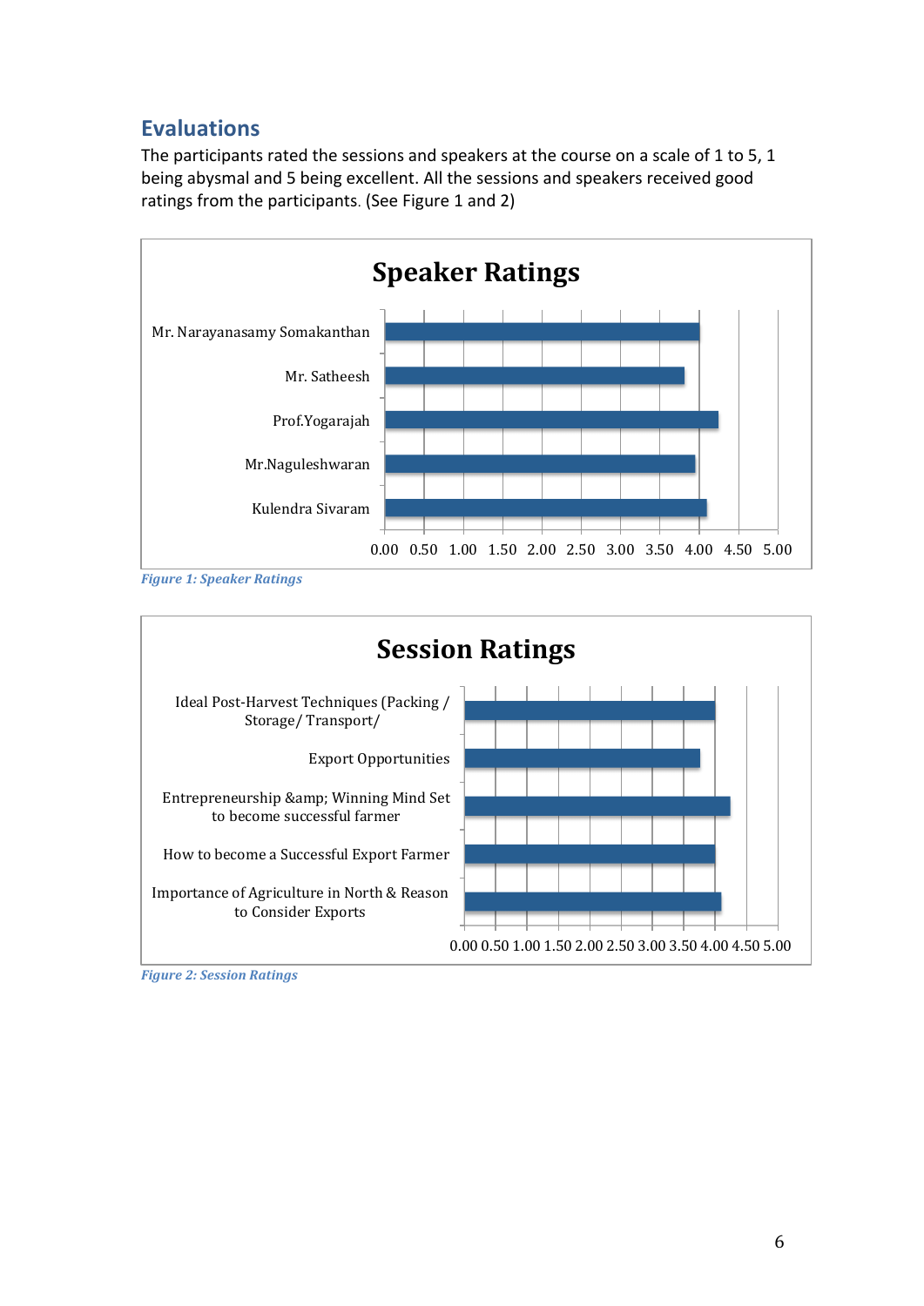## Evaluations

The participants rated the sessions and speakers at the course on a scale of 1 to 5, 1 being abysmal and 5 being excellent. All the sessions and speakers received good ratings from the participants. (See Figure 1 and 2)

Speaker Ratings

Mr. Narayanasamy Somakanthan

Mr. Satheesh

Prof.Yogarajah

Mr.Naguleshwaran

Kulendra Sivaram

0.00 0.50 1.00 1.50 2.00 2.50 3.00 3.50 4.00 4.50 5.00

*Figure 1: Speaker Ratings*

Session Ratings

Ideal Post-Harvest Techniques (Packing / Storage/ Transport/

Export Opportunities

Entrepreneurship &amp; Winning Mind Set to become successful farmer

How to become a Successful Export Farmer

Importance of Agriculture in North & Reason to Consider Exports

0.00 0.50 1.00 1.50 2.00 2.50 3.00 3.50 4.00 4.50 5.00

*Figure 2: Session Ratings*